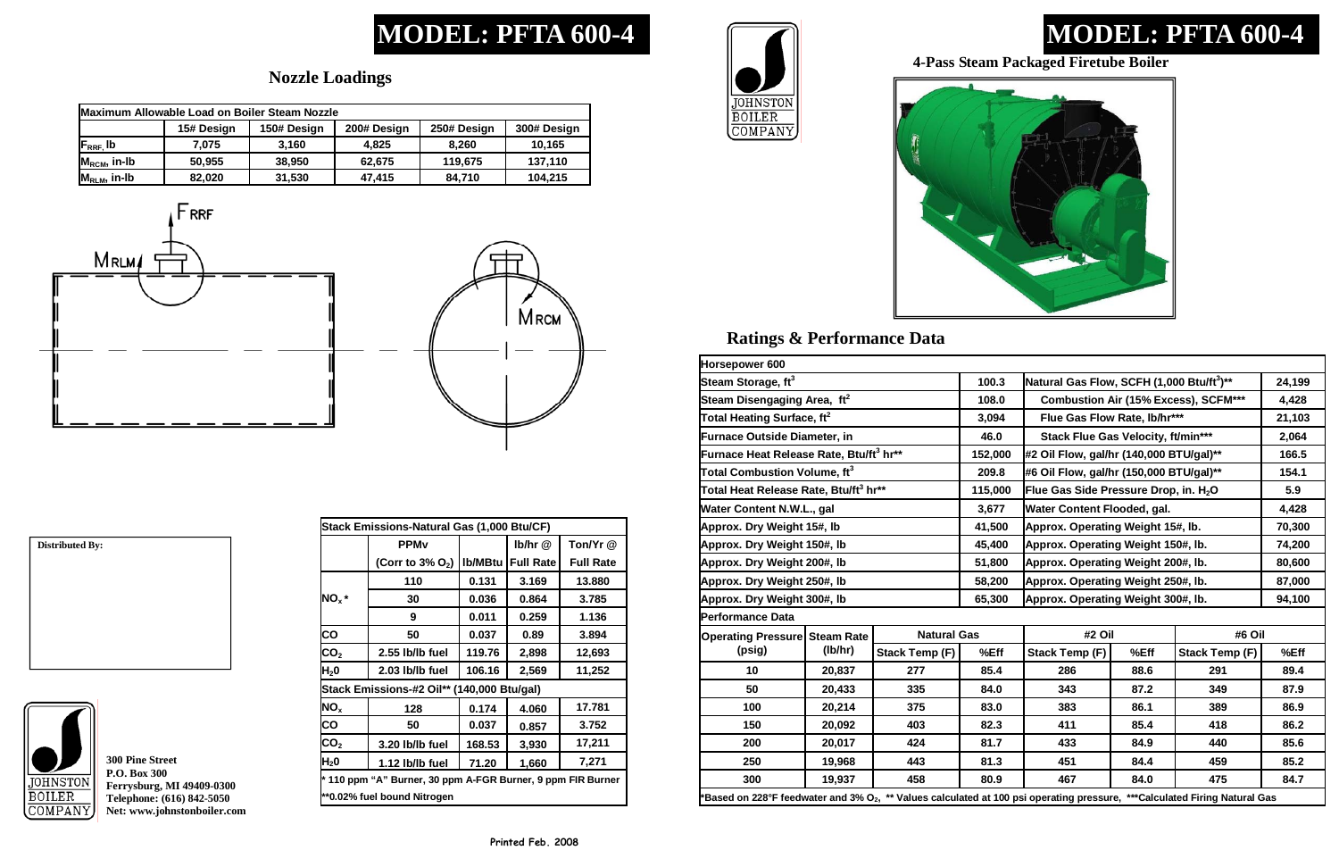# MODEL: PFTA 600-4

## Nozzle Loadings

| Maximum Allowable Load on Boiler Steam Nozzle | | | | | |
|---|---|---|---|---|---|
| | 15# Design | 150# Design | 200# Design | 250# Design | 300# Design |
| $F_{RRF}$, lb | 7,075 | 3,160 | 4,825 | 8,260 | 10,165 |
| $M_{RCM}$, in-lb | 50,955 | 38,950 | 62,675 | 119,675 | 137,110 |
| $M_{RLM}$, in-lb | 82,020 | 31,530 | 47,415 | 84,710 | 104,215 |

$F_{RRF}$

$M_{RLM}$

$M_{RCM}$

**Distributed By:**

| Stack Emissions-Natural Gas (1,000 Btu/CF) | | | | |
|---|---|---|---|---|
| | PPMv | | lb/hr @ | Ton/Yr @ |
| | (Corr to 3% $O_2$) | lb/MBtu | Full Rate | Full Rate |
| $NO_x$* | 110 | 0.131 | 3.169 | 13.880 |
| | 30 | 0.036 | 0.864 | 3.785 |
| | 9 | 0.011 | 0.259 | 1.136 |
| CO | 50 | 0.037 | 0.89 | 3.894 |
| $CO_2$ | 2.55 lb/lb fuel | 119.76 | 2,898 | 12,693 |
| $H_2O$ | 2.03 lb/lb fuel | 106.16 | 2,569 | 11,252 |
| **Stack Emissions-#2 Oil** (140,000 Btu/gal)** | | | | |
| $NO_x$ | 128 | 0.174 | 4.060 | 17.781 |
| CO | 50 | 0.037 | 0.857 | 3.752 |
| $CO_2$ | 3.20 lb/lb fuel | 168.53 | 3,930 | 17,211 |
| $H_2O$ | 1.12 lb/lb fuel | 71.20 | 1,660 | 7,271 |

\* 110 ppm "A" Burner, 30 ppm A-FGR Burner, 9 ppm FIR Burner

\*\*0.02% fuel bound Nitrogen

300 Pine Street
P.O. Box 300
Ferrysburg, MI 49409-0300
Telephone: (616) 842-5050
Net: www.johnstonboiler.com

JOHNSTON BOILER COMPANY

# MODEL: PFTA 600-4

**4-Pass Steam Packaged Firetube Boiler**

## Ratings & Performance Data

| Horsepower 600 | | | |
|---|---|---|---|
| Steam Storage, $ft^3$ | 100.3 | Natural Gas Flow, SCFH (1,000 Btu/ft$^3$)** | 24,199 |
| Steam Disengaging Area, $ft^2$ | 108.0 | Combustion Air (15% Excess), SCFM*** | 4,428 |
| Total Heating Surface, $ft^2$ | 3,094 | Flue Gas Flow Rate, lb/hr*** | 21,103 |
| Furnace Outside Diameter, in | 46.0 | Stack Flue Gas Velocity, ft/min*** | 2,064 |
| Furnace Heat Release Rate, Btu/ft$^3$ hr** | 152,000 | #2 Oil Flow, gal/hr (140,000 BTU/gal)** | 166.5 |
| Total Combustion Volume, $ft^3$ | 209.8 | #6 Oil Flow, gal/hr (150,000 BTU/gal)** | 154.1 |
| Total Heat Release Rate, Btu/ft$^3$ hr** | 115,000 | Flue Gas Side Pressure Drop, in. $H_2O$ | 5.9 |
| Water Content N.W.L., gal | 3,677 | Water Content Flooded, gal. | 4,428 |
| Approx. Dry Weight 15#, lb | 41,500 | Approx. Operating Weight 15#, lb. | 70,300 |
| Approx. Dry Weight 150#, lb | 45,400 | Approx. Operating Weight 150#, lb. | 74,200 |
| Approx. Dry Weight 200#, lb | 51,800 | Approx. Operating Weight 200#, lb. | 80,600 |
| Approx. Dry Weight 250#, lb | 58,200 | Approx. Operating Weight 250#, lb. | 87,000 |
| Approx. Dry Weight 300#, lb | 65,300 | Approx. Operating Weight 300#, lb. | 94,100 |

**Performance Data**

| Operating Pressure (psig) | Steam Rate (lb/hr) | Natural Gas | | #2 Oil | | #6 Oil | |
|---|---|---|---|---|---|---|---|
| | | Stack Temp (F) | %Eff | Stack Temp (F) | %Eff | Stack Temp (F) | %Eff |
| 10 | 20,837 | 277 | 85.4 | 286 | 88.6 | 291 | 89.4 |
| 50 | 20,433 | 335 | 84.0 | 343 | 87.2 | 349 | 87.9 |
| 100 | 20,214 | 375 | 83.0 | 383 | 86.1 | 389 | 86.9 |
| 150 | 20,092 | 403 | 82.3 | 411 | 85.4 | 418 | 86.2 |
| 200 | 20,017 | 424 | 81.7 | 433 | 84.9 | 440 | 85.6 |
| 250 | 19,968 | 443 | 81.3 | 451 | 84.4 | 459 | 85.2 |
| 300 | 19,937 | 458 | 80.9 | 467 | 84.0 | 475 | 84.7 |

\*Based on 228°F feedwater and 3% $O_2$, \*\* Values calculated at 100 psi operating pressure, \*\*\*Calculated Firing Natural Gas

Printed Feb. 2008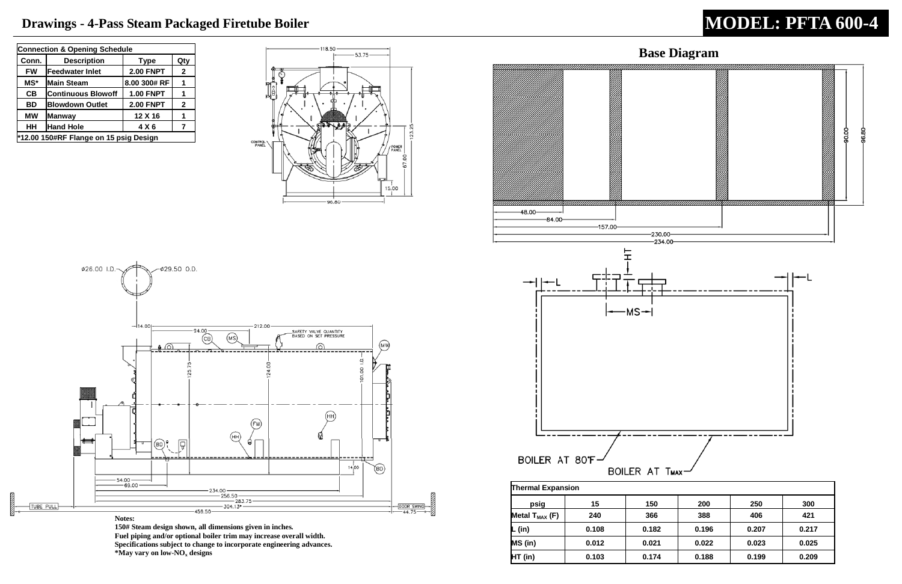# Drawings - 4-Pass Steam Packaged Firetube Boiler

# MODEL: PFTA 600-4

| Connection & Opening Schedule | | | |
|---|---|---|---|
| Conn. | Description | Type | Qty |
| FW | Feedwater Inlet | 2.00 FNPT | 2 |
| MS* | Main Steam | 8.00 300# RF | 1 |
| CB | Continuous Blowoff | 1.00 FNPT | 1 |
| BD | Blowdown Outlet | 2.00 FNPT | 2 |
| MW | Manway | 12 X 16 | 1 |
| HH | Hand Hole | 4 X 6 | 7 |

*12.00 150#RF Flange on 15 psig Design

118.50
53.75
123.25
67.00
15.00
96.80
CONTROL PANEL
POWER PANEL

## Base Diagram

90.00
96.80
48.00
84.00
157.00
230.00
234.00

HT
L
L
MS
BOILER AT 80°F
BOILER AT $T_{MAX}$

Ø26.00 I.D.
Ø29.50 O.D.
14.00
94.00
212.00
CB
MS
SAFETY VALVE QUANTITY BASED ON SET PRESSURE
MW
125.75
124.00
101.00 I.D.
HH
FW
HH
BD
14.00
BD
54.00
69.00
234.00
256.50
283.75
304.13*
458.50
44.75
TUBE PULL
DOOR SWING

**Notes:**
**150# Steam design shown, all dimensions given in inches.**
**Fuel piping and/or optional boiler trim may increase overall width.**
**Specifications subject to change to incorporate engineering advances.**
**\*May vary on low-$NO_x$ designs**

| Thermal Expansion | | | | | |
|---|---|---|---|---|---|
| psig | 15 | 150 | 200 | 250 | 300 |
| Metal $T_{MAX}$ (F) | 240 | 366 | 388 | 406 | 421 |
| L (in) | 0.108 | 0.182 | 0.196 | 0.207 | 0.217 |
| MS (in) | 0.012 | 0.021 | 0.022 | 0.023 | 0.025 |
| HT (in) | 0.103 | 0.174 | 0.188 | 0.199 | 0.209 |